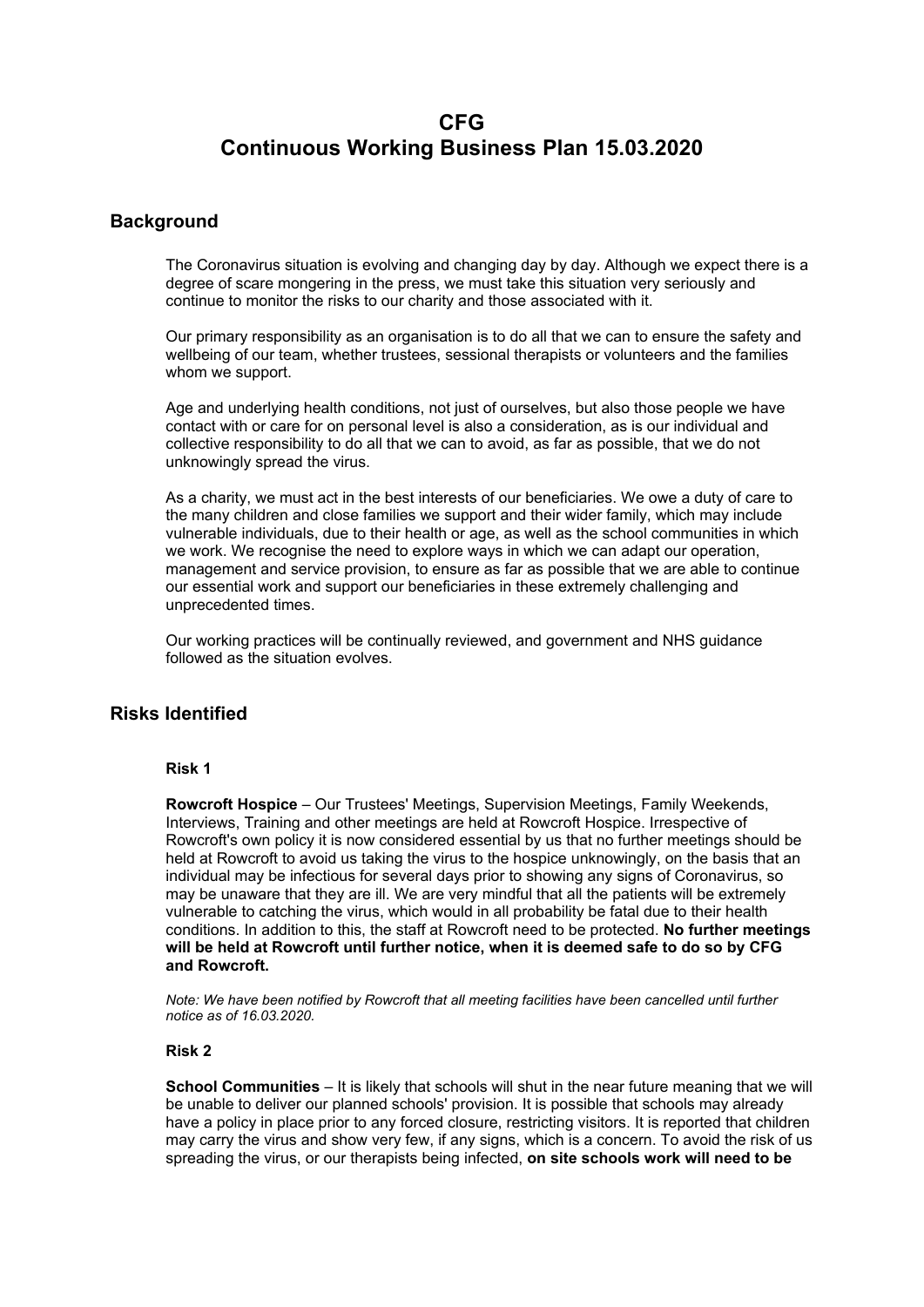# CFG
# Continuous Working Business Plan 15.03.2020

## Background

The Coronavirus situation is evolving and changing day by day. Although we expect there is a degree of scare mongering in the press, we must take this situation very seriously and continue to monitor the risks to our charity and those associated with it.

Our primary responsibility as an organisation is to do all that we can to ensure the safety and wellbeing of our team, whether trustees, sessional therapists or volunteers and the families whom we support.

Age and underlying health conditions, not just of ourselves, but also those people we have contact with or care for on personal level is also a consideration, as is our individual and collective responsibility to do all that we can to avoid, as far as possible, that we do not unknowingly spread the virus.

As a charity, we must act in the best interests of our beneficiaries. We owe a duty of care to the many children and close families we support and their wider family, which may include vulnerable individuals, due to their health or age, as well as the school communities in which we work. We recognise the need to explore ways in which we can adapt our operation, management and service provision, to ensure as far as possible that we are able to continue our essential work and support our beneficiaries in these extremely challenging and unprecedented times.

Our working practices will be continually reviewed, and government and NHS guidance followed as the situation evolves.

## Risks Identified

### Risk 1

**Rowcroft Hospice** – Our Trustees' Meetings, Supervision Meetings, Family Weekends, Interviews, Training and other meetings are held at Rowcroft Hospice. Irrespective of Rowcroft's own policy it is now considered essential by us that no further meetings should be held at Rowcroft to avoid us taking the virus to the hospice unknowingly, on the basis that an individual may be infectious for several days prior to showing any signs of Coronavirus, so may be unaware that they are ill. We are very mindful that all the patients will be extremely vulnerable to catching the virus, which would in all probability be fatal due to their health conditions. In addition to this, the staff at Rowcroft need to be protected. **No further meetings will be held at Rowcroft until further notice, when it is deemed safe to do so by CFG and Rowcroft.**

*Note: We have been notified by Rowcroft that all meeting facilities have been cancelled until further notice as of 16.03.2020.*

### Risk 2

**School Communities** – It is likely that schools will shut in the near future meaning that we will be unable to deliver our planned schools' provision. It is possible that schools may already have a policy in place prior to any forced closure, restricting visitors. It is reported that children may carry the virus and show very few, if any signs, which is a concern. To avoid the risk of us spreading the virus, or our therapists being infected, **on site schools work will need to be**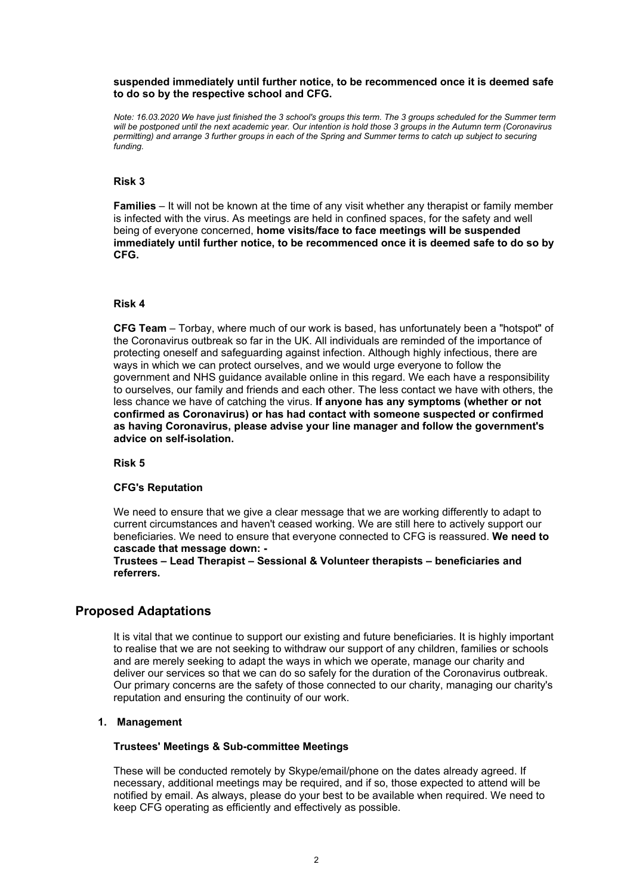**suspended immediately until further notice, to be recommenced once it is deemed safe to do so by the respective school and CFG.**

*Note: 16.03.2020 We have just finished the 3 school's groups this term. The 3 groups scheduled for the Summer term will be postponed until the next academic year. Our intention is hold those 3 groups in the Autumn term (Coronavirus permitting) and arrange 3 further groups in each of the Spring and Summer terms to catch up subject to securing funding.*

**Risk 3**

**Families** – It will not be known at the time of any visit whether any therapist or family member is infected with the virus. As meetings are held in confined spaces, for the safety and well being of everyone concerned, **home visits/face to face meetings will be suspended immediately until further notice, to be recommenced once it is deemed safe to do so by CFG.**

**Risk 4**

**CFG Team** – Torbay, where much of our work is based, has unfortunately been a "hotspot" of the Coronavirus outbreak so far in the UK. All individuals are reminded of the importance of protecting oneself and safeguarding against infection. Although highly infectious, there are ways in which we can protect ourselves, and we would urge everyone to follow the government and NHS guidance available online in this regard. We each have a responsibility to ourselves, our family and friends and each other. The less contact we have with others, the less chance we have of catching the virus. **If anyone has any symptoms (whether or not confirmed as Coronavirus) or has had contact with someone suspected or confirmed as having Coronavirus, please advise your line manager and follow the government's advice on self-isolation.**

**Risk 5**

**CFG's Reputation**

We need to ensure that we give a clear message that we are working differently to adapt to current circumstances and haven't ceased working. We are still here to actively support our beneficiaries. We need to ensure that everyone connected to CFG is reassured. **We need to cascade that message down: -**

**Trustees – Lead Therapist – Sessional & Volunteer therapists – beneficiaries and referrers.**

## Proposed Adaptations

It is vital that we continue to support our existing and future beneficiaries. It is highly important to realise that we are not seeking to withdraw our support of any children, families or schools and are merely seeking to adapt the ways in which we operate, manage our charity and deliver our services so that we can do so safely for the duration of the Coronavirus outbreak. Our primary concerns are the safety of those connected to our charity, managing our charity's reputation and ensuring the continuity of our work.

1. **Management**

**Trustees' Meetings & Sub-committee Meetings**

These will be conducted remotely by Skype/email/phone on the dates already agreed. If necessary, additional meetings may be required, and if so, those expected to attend will be notified by email. As always, please do your best to be available when required. We need to keep CFG operating as efficiently and effectively as possible.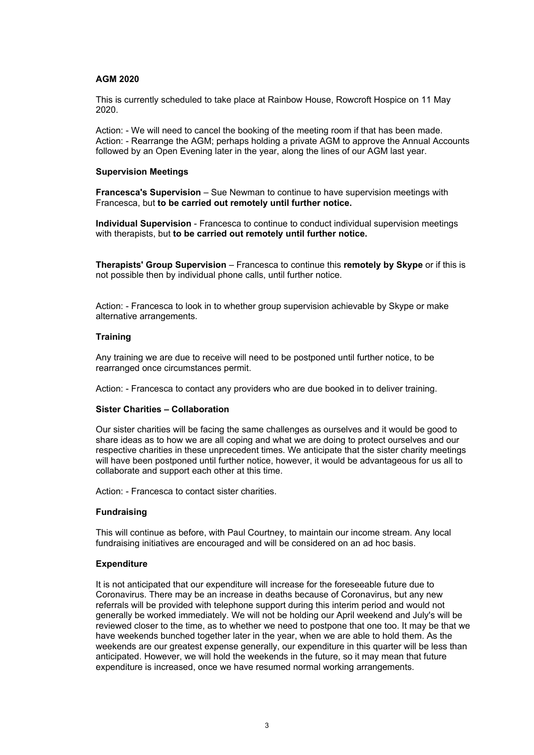**AGM 2020**

This is currently scheduled to take place at Rainbow House, Rowcroft Hospice on 11 May 2020.

Action: - We will need to cancel the booking of the meeting room if that has been made.
Action: - Rearrange the AGM; perhaps holding a private AGM to approve the Annual Accounts followed by an Open Evening later in the year, along the lines of our AGM last year.

**Supervision Meetings**

**Francesca's Supervision** – Sue Newman to continue to have supervision meetings with Francesca, but **to be carried out remotely until further notice.**

**Individual Supervision** - Francesca to continue to conduct individual supervision meetings with therapists, but **to be carried out remotely until further notice.**

**Therapists' Group Supervision** – Francesca to continue this **remotely by Skype** or if this is not possible then by individual phone calls, until further notice.

Action: - Francesca to look in to whether group supervision achievable by Skype or make alternative arrangements.

**Training**

Any training we are due to receive will need to be postponed until further notice, to be rearranged once circumstances permit.

Action: - Francesca to contact any providers who are due booked in to deliver training.

**Sister Charities – Collaboration**

Our sister charities will be facing the same challenges as ourselves and it would be good to share ideas as to how we are all coping and what we are doing to protect ourselves and our respective charities in these unprecedent times. We anticipate that the sister charity meetings will have been postponed until further notice, however, it would be advantageous for us all to collaborate and support each other at this time.

Action: - Francesca to contact sister charities.

**Fundraising**

This will continue as before, with Paul Courtney, to maintain our income stream. Any local fundraising initiatives are encouraged and will be considered on an ad hoc basis.

**Expenditure**

It is not anticipated that our expenditure will increase for the foreseeable future due to Coronavirus. There may be an increase in deaths because of Coronavirus, but any new referrals will be provided with telephone support during this interim period and would not generally be worked immediately. We will not be holding our April weekend and July's will be reviewed closer to the time, as to whether we need to postpone that one too. It may be that we have weekends bunched together later in the year, when we are able to hold them. As the weekends are our greatest expense generally, our expenditure in this quarter will be less than anticipated. However, we will hold the weekends in the future, so it may mean that future expenditure is increased, once we have resumed normal working arrangements.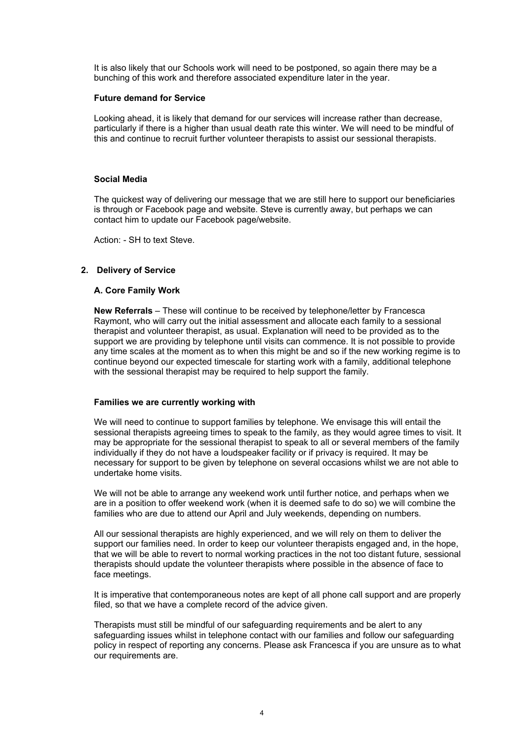It is also likely that our Schools work will need to be postponed, so again there may be a bunching of this work and therefore associated expenditure later in the year.

**Future demand for Service**

Looking ahead, it is likely that demand for our services will increase rather than decrease, particularly if there is a higher than usual death rate this winter. We will need to be mindful of this and continue to recruit further volunteer therapists to assist our sessional therapists.

**Social Media**

The quickest way of delivering our message that we are still here to support our beneficiaries is through or Facebook page and website. Steve is currently away, but perhaps we can contact him to update our Facebook page/website.

Action: - SH to text Steve.

## 2. Delivery of Service

**A. Core Family Work**

**New Referrals** – These will continue to be received by telephone/letter by Francesca Raymont, who will carry out the initial assessment and allocate each family to a sessional therapist and volunteer therapist, as usual. Explanation will need to be provided as to the support we are providing by telephone until visits can commence. It is not possible to provide any time scales at the moment as to when this might be and so if the new working regime is to continue beyond our expected timescale for starting work with a family, additional telephone with the sessional therapist may be required to help support the family.

**Families we are currently working with**

We will need to continue to support families by telephone. We envisage this will entail the sessional therapists agreeing times to speak to the family, as they would agree times to visit. It may be appropriate for the sessional therapist to speak to all or several members of the family individually if they do not have a loudspeaker facility or if privacy is required. It may be necessary for support to be given by telephone on several occasions whilst we are not able to undertake home visits.

We will not be able to arrange any weekend work until further notice, and perhaps when we are in a position to offer weekend work (when it is deemed safe to do so) we will combine the families who are due to attend our April and July weekends, depending on numbers.

All our sessional therapists are highly experienced, and we will rely on them to deliver the support our families need. In order to keep our volunteer therapists engaged and, in the hope, that we will be able to revert to normal working practices in the not too distant future, sessional therapists should update the volunteer therapists where possible in the absence of face to face meetings.

It is imperative that contemporaneous notes are kept of all phone call support and are properly filed, so that we have a complete record of the advice given.

Therapists must still be mindful of our safeguarding requirements and be alert to any safeguarding issues whilst in telephone contact with our families and follow our safeguarding policy in respect of reporting any concerns. Please ask Francesca if you are unsure as to what our requirements are.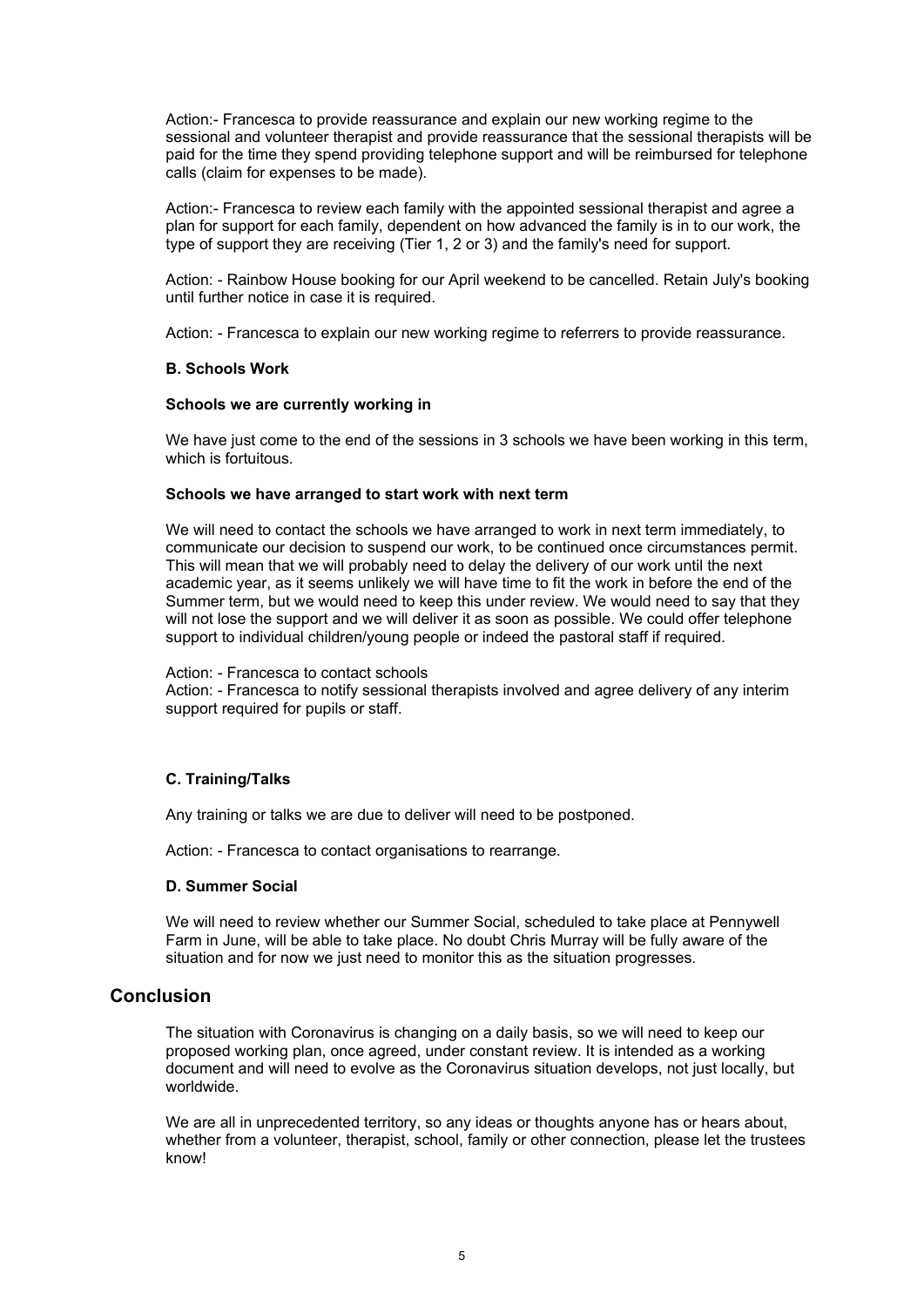Action:- Francesca to provide reassurance and explain our new working regime to the sessional and volunteer therapist and provide reassurance that the sessional therapists will be paid for the time they spend providing telephone support and will be reimbursed for telephone calls (claim for expenses to be made).

Action:- Francesca to review each family with the appointed sessional therapist and agree a plan for support for each family, dependent on how advanced the family is in to our work, the type of support they are receiving (Tier 1, 2 or 3) and the family's need for support.

Action: - Rainbow House booking for our April weekend to be cancelled. Retain July's booking until further notice in case it is required.

Action: - Francesca to explain our new working regime to referrers to provide reassurance.

**B. Schools Work**

**Schools we are currently working in**

We have just come to the end of the sessions in 3 schools we have been working in this term, which is fortuitous.

**Schools we have arranged to start work with next term**

We will need to contact the schools we have arranged to work in next term immediately, to communicate our decision to suspend our work, to be continued once circumstances permit. This will mean that we will probably need to delay the delivery of our work until the next academic year, as it seems unlikely we will have time to fit the work in before the end of the Summer term, but we would need to keep this under review. We would need to say that they will not lose the support and we will deliver it as soon as possible. We could offer telephone support to individual children/young people or indeed the pastoral staff if required.

Action: - Francesca to contact schools
Action: - Francesca to notify sessional therapists involved and agree delivery of any interim support required for pupils or staff.

**C. Training/Talks**

Any training or talks we are due to deliver will need to be postponed.

Action: - Francesca to contact organisations to rearrange.

**D. Summer Social**

We will need to review whether our Summer Social, scheduled to take place at Pennywell Farm in June, will be able to take place. No doubt Chris Murray will be fully aware of the situation and for now we just need to monitor this as the situation progresses.

## Conclusion

The situation with Coronavirus is changing on a daily basis, so we will need to keep our proposed working plan, once agreed, under constant review. It is intended as a working document and will need to evolve as the Coronavirus situation develops, not just locally, but worldwide.

We are all in unprecedented territory, so any ideas or thoughts anyone has or hears about, whether from a volunteer, therapist, school, family or other connection, please let the trustees know!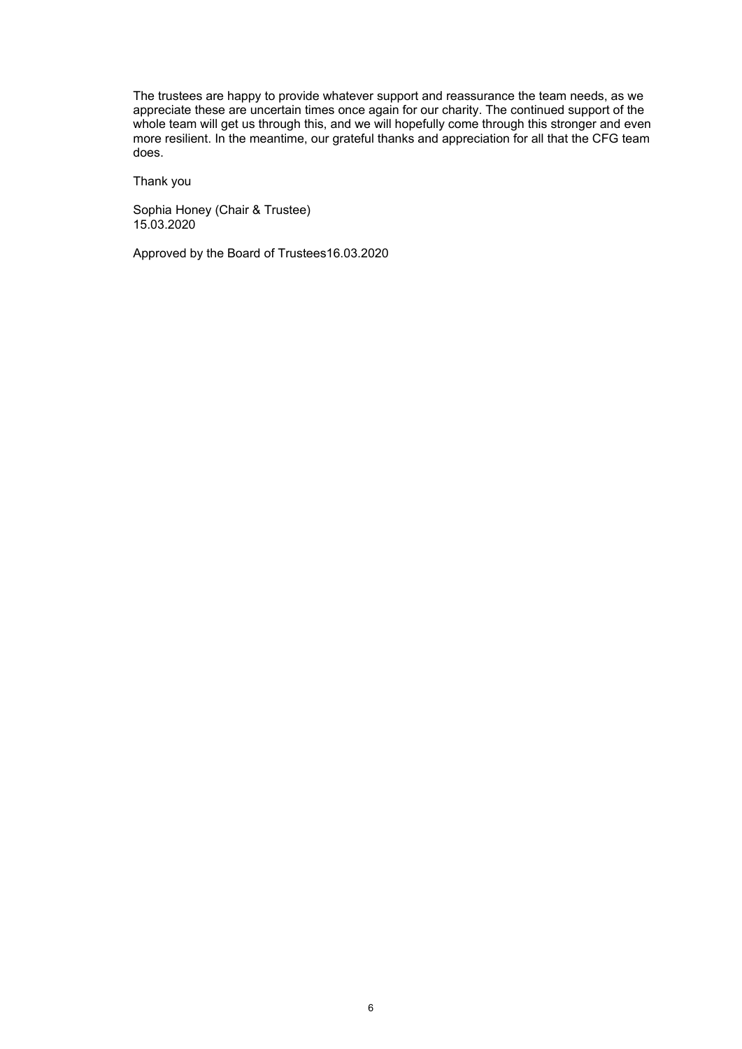The trustees are happy to provide whatever support and reassurance the team needs, as we appreciate these are uncertain times once again for our charity. The continued support of the whole team will get us through this, and we will hopefully come through this stronger and even more resilient. In the meantime, our grateful thanks and appreciation for all that the CFG team does.

Thank you

Sophia Honey (Chair & Trustee)
15.03.2020

Approved by the Board of Trustees16.03.2020